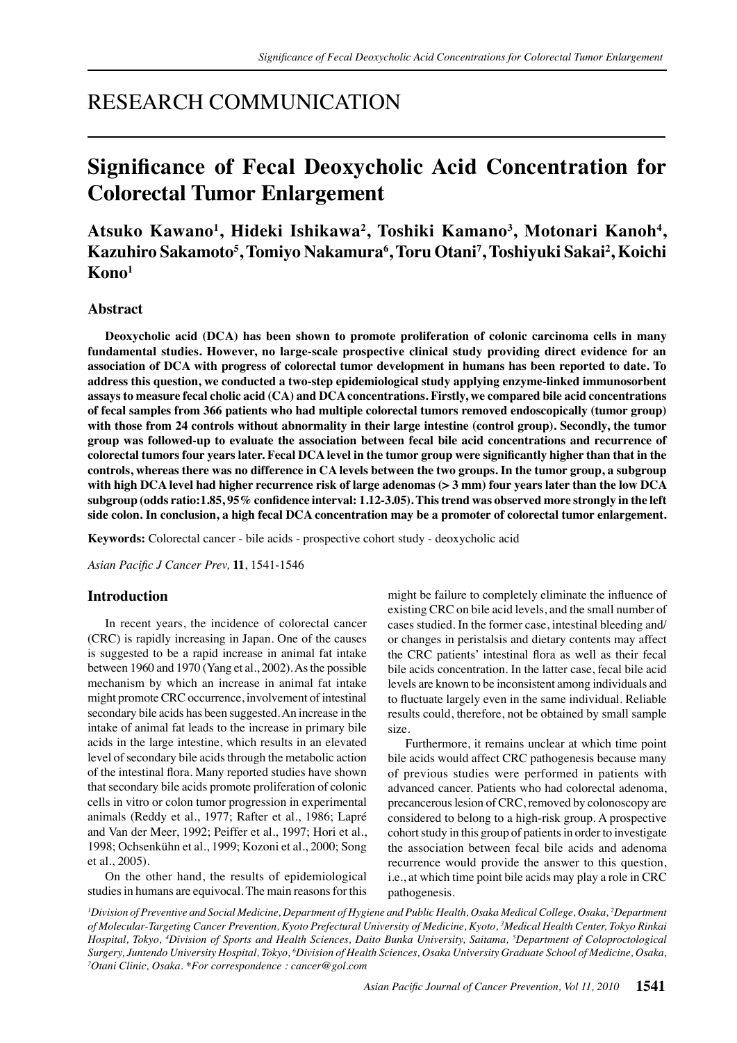RESEARCH COMMUNICATION

# Significance of Fecal Deoxycholic Acid Concentration for Colorectal Tumor Enlargement

**Atsuko Kawano[1], Hideki Ishikawa[2], Toshiki Kamano[3], Motonari Kanoh[4], Kazuhiro Sakamoto[5], Tomiyo Nakamura[6], Toru Otani[7], Toshiyuki Sakai[2], Koichi Kono[1]**

## Abstract

**Deoxycholic acid (DCA) has been shown to promote proliferation of colonic carcinoma cells in many fundamental studies. However, no large-scale prospective clinical study providing direct evidence for an association of DCA with progress of colorectal tumor development in humans has been reported to date. To address this question, we conducted a two-step epidemiological study applying enzyme-linked immunosorbent assays to measure fecal cholic acid (CA) and DCA concentrations. Firstly, we compared bile acid concentrations of fecal samples from 366 patients who had multiple colorectal tumors removed endoscopically (tumor group) with those from 24 controls without abnormality in their large intestine (control group). Secondly, the tumor group was followed-up to evaluate the association between fecal bile acid concentrations and recurrence of colorectal tumors four years later. Fecal DCA level in the tumor group were significantly higher than that in the controls, whereas there was no difference in CA levels between the two groups. In the tumor group, a subgroup with high DCA level had higher recurrence risk of large adenomas (> 3 mm) four years later than the low DCA subgroup (odds ratio:1.85, 95% confidence interval: 1.12-3.05). This trend was observed more strongly in the left side colon. In conclusion, a high fecal DCA concentration may be a promoter of colorectal tumor enlargement.**

**Keywords:** Colorectal cancer - bile acids - prospective cohort study - deoxycholic acid

*Asian Pacific J Cancer Prev,* **11**, 1541-1546

## Introduction

In recent years, the incidence of colorectal cancer (CRC) is rapidly increasing in Japan. One of the causes is suggested to be a rapid increase in animal fat intake between 1960 and 1970 (Yang et al., 2002). As the possible mechanism by which an increase in animal fat intake might promote CRC occurrence, involvement of intestinal secondary bile acids has been suggested. An increase in the intake of animal fat leads to the increase in primary bile acids in the large intestine, which results in an elevated level of secondary bile acids through the metabolic action of the intestinal flora. Many reported studies have shown that secondary bile acids promote proliferation of colonic cells in vitro or colon tumor progression in experimental animals (Reddy et al., 1977; Rafter et al., 1986; Lapré and Van der Meer, 1992; Peiffer et al., 1997; Hori et al., 1998; Ochsenkühn et al., 1999; Kozoni et al., 2000; Song et al., 2005).

On the other hand, the results of epidemiological studies in humans are equivocal. The main reasons for this might be failure to completely eliminate the influence of existing CRC on bile acid levels, and the small number of cases studied. In the former case, intestinal bleeding and/or changes in peristalsis and dietary contents may affect the CRC patients' intestinal flora as well as their fecal bile acids concentration. In the latter case, fecal bile acid levels are known to be inconsistent among individuals and to fluctuate largely even in the same individual. Reliable results could, therefore, not be obtained by small sample size.

Furthermore, it remains unclear at which time point bile acids would affect CRC pathogenesis because many of previous studies were performed in patients with advanced cancer. Patients who had colorectal adenoma, precancerous lesion of CRC, removed by colonoscopy are considered to belong to a high-risk group. A prospective cohort study in this group of patients in order to investigate the association between fecal bile acids and adenoma recurrence would provide the answer to this question, i.e., at which time point bile acids may play a role in CRC pathogenesis.

*[1]Division of Preventive and Social Medicine, Department of Hygiene and Public Health, Osaka Medical College, Osaka, [2]Department of Molecular-Targeting Cancer Prevention, Kyoto Prefectural University of Medicine, Kyoto, [3]Medical Health Center, Tokyo Rinkai Hospital, Tokyo, [4]Division of Sports and Health Sciences, Daito Bunka University, Saitama, [5]Department of Coloproctological Surgery, Juntendo University Hospital, Tokyo, [6]Division of Health Sciences, Osaka University Graduate School of Medicine, Osaka, [7]Otani Clinic, Osaka. \*For correspondence : cancer@gol.com*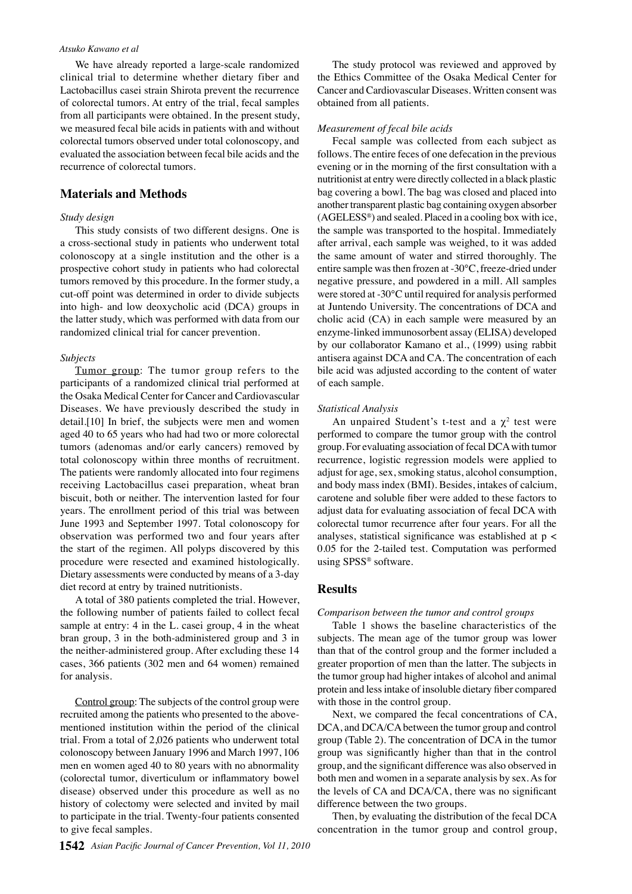We have already reported a large-scale randomized clinical trial to determine whether dietary fiber and Lactobacillus casei strain Shirota prevent the recurrence of colorectal tumors. At entry of the trial, fecal samples from all participants were obtained. In the present study, we measured fecal bile acids in patients with and without colorectal tumors observed under total colonoscopy, and evaluated the association between fecal bile acids and the recurrence of colorectal tumors.

## Materials and Methods

*Study design*

This study consists of two different designs. One is a cross-sectional study in patients who underwent total colonoscopy at a single institution and the other is a prospective cohort study in patients who had colorectal tumors removed by this procedure. In the former study, a cut-off point was determined in order to divide subjects into high- and low deoxycholic acid (DCA) groups in the latter study, which was performed with data from our randomized clinical trial for cancer prevention.

*Subjects*

Tumor group: The tumor group refers to the participants of a randomized clinical trial performed at the Osaka Medical Center for Cancer and Cardiovascular Diseases. We have previously described the study in detail.[10] In brief, the subjects were men and women aged 40 to 65 years who had had two or more colorectal tumors (adenomas and/or early cancers) removed by total colonoscopy within three months of recruitment. The patients were randomly allocated into four regimens receiving Lactobacillus casei preparation, wheat bran biscuit, both or neither. The intervention lasted for four years. The enrollment period of this trial was between June 1993 and September 1997. Total colonoscopy for observation was performed two and four years after the start of the regimen. All polyps discovered by this procedure were resected and examined histologically. Dietary assessments were conducted by means of a 3-day diet record at entry by trained nutritionists.

A total of 380 patients completed the trial. However, the following number of patients failed to collect fecal sample at entry: 4 in the L. casei group, 4 in the wheat bran group, 3 in the both-administered group and 3 in the neither-administered group. After excluding these 14 cases, 366 patients (302 men and 64 women) remained for analysis.

Control group: The subjects of the control group were recruited among the patients who presented to the above-mentioned institution within the period of the clinical trial. From a total of 2,026 patients who underwent total colonoscopy between January 1996 and March 1997, 106 men en women aged 40 to 80 years with no abnormality (colorectal tumor, diverticulum or inflammatory bowel disease) observed under this procedure as well as no history of colectomy were selected and invited by mail to participate in the trial. Twenty-four patients consented to give fecal samples.

The study protocol was reviewed and approved by the Ethics Committee of the Osaka Medical Center for Cancer and Cardiovascular Diseases. Written consent was obtained from all patients.

*Measurement of fecal bile acids*

Fecal sample was collected from each subject as follows. The entire feces of one defecation in the previous evening or in the morning of the first consultation with a nutritionist at entry were directly collected in a black plastic bag covering a bowl. The bag was closed and placed into another transparent plastic bag containing oxygen absorber (AGELESS®) and sealed. Placed in a cooling box with ice, the sample was transported to the hospital. Immediately after arrival, each sample was weighed, to it was added the same amount of water and stirred thoroughly. The entire sample was then frozen at -30°C, freeze-dried under negative pressure, and powdered in a mill. All samples were stored at -30°C until required for analysis performed at Juntendo University. The concentrations of DCA and cholic acid (CA) in each sample were measured by an enzyme-linked immunosorbent assay (ELISA) developed by our collaborator Kamano et al., (1999) using rabbit antisera against DCA and CA. The concentration of each bile acid was adjusted according to the content of water of each sample.

*Statistical Analysis*

An unpaired Student's t-test and a $\chi^2$ test were performed to compare the tumor group with the control group. For evaluating association of fecal DCA with tumor recurrence, logistic regression models were applied to adjust for age, sex, smoking status, alcohol consumption, and body mass index (BMI). Besides, intakes of calcium, carotene and soluble fiber were added to these factors to adjust data for evaluating association of fecal DCA with colorectal tumor recurrence after four years. For all the analyses, statistical significance was established at $p < 0.05$ for the 2-tailed test. Computation was performed using SPSS® software.

## Results

*Comparison between the tumor and control groups*

Table 1 shows the baseline characteristics of the subjects. The mean age of the tumor group was lower than that of the control group and the former included a greater proportion of men than the latter. The subjects in the tumor group had higher intakes of alcohol and animal protein and less intake of insoluble dietary fiber compared with those in the control group.

Next, we compared the fecal concentrations of CA, DCA, and DCA/CA between the tumor group and control group (Table 2). The concentration of DCA in the tumor group was significantly higher than that in the control group, and the significant difference was also observed in both men and women in a separate analysis by sex. As for the levels of CA and DCA/CA, there was no significant difference between the two groups.

Then, by evaluating the distribution of the fecal DCA concentration in the tumor group and control group,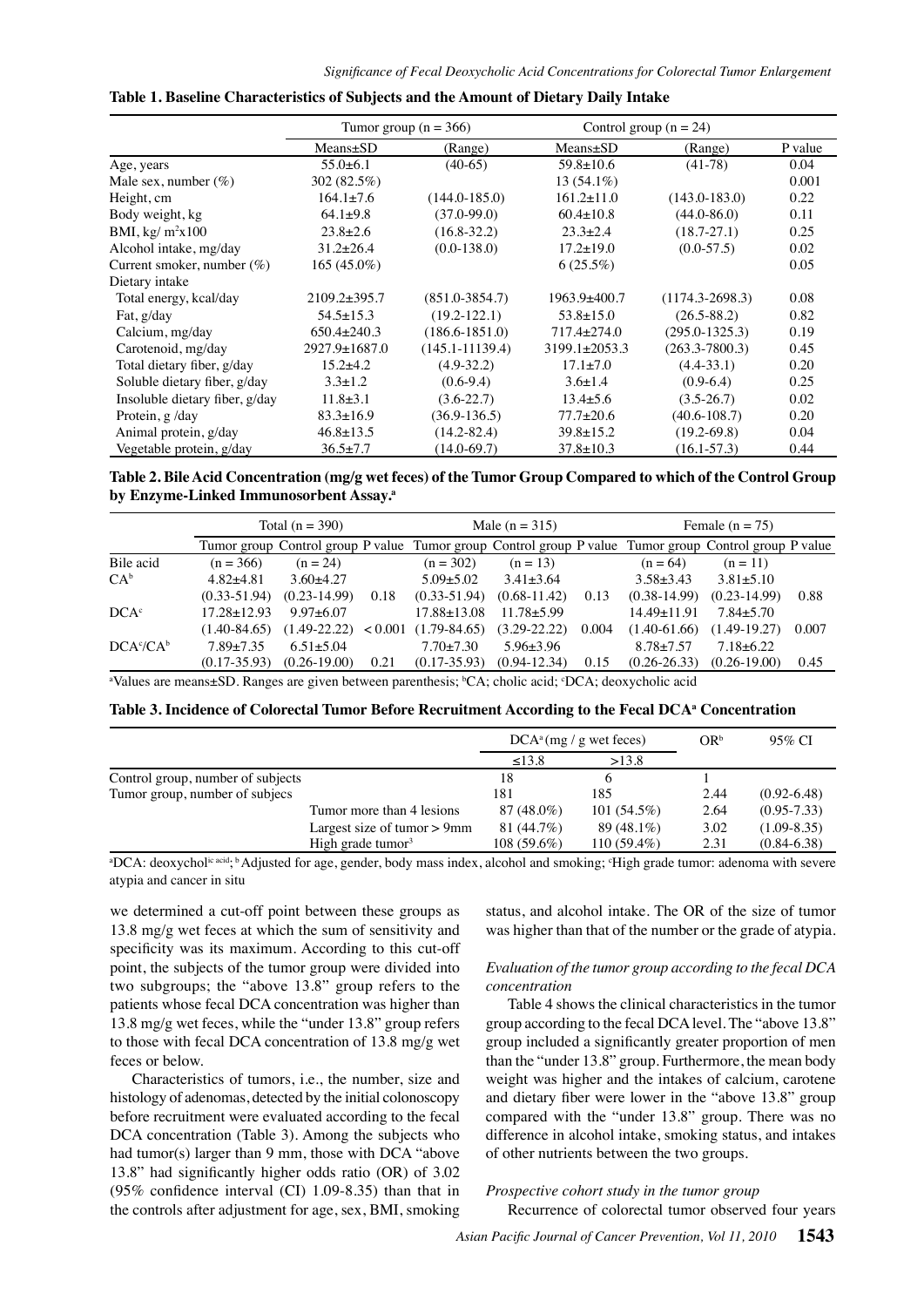**Table 1. Baseline Characteristics of Subjects and the Amount of Dietary Daily Intake**

| | Tumor group (n = 366) | | Control group (n = 24) | | |
|---|---|---|---|---|---|
| | Means±SD | (Range) | Means±SD | (Range) | P value |
| Age, years | 55.0±6.1 | (40-65) | 59.8±10.6 | (41-78) | 0.04 |
| Male sex, number (%) | 302 (82.5%) | | 13 (54.1%) | | 0.001 |
| Height, cm | 164.1±7.6 | (144.0-185.0) | 161.2±11.0 | (143.0-183.0) | 0.22 |
| Body weight, kg | 64.1±9.8 | (37.0-99.0) | 60.4±10.8 | (44.0-86.0) | 0.11 |
| BMI, kg/ m²x100 | 23.8±2.6 | (16.8-32.2) | 23.3±2.4 | (18.7-27.1) | 0.25 |
| Alcohol intake, mg/day | 31.2±26.4 | (0.0-138.0) | 17.2±19.0 | (0.0-57.5) | 0.02 |
| Current smoker, number (%) | 165 (45.0%) | | 6 (25.5%) | | 0.05 |
| Dietary intake | | | | | |
| Total energy, kcal/day | 2109.2±395.7 | (851.0-3854.7) | 1963.9±400.7 | (1174.3-2698.3) | 0.08 |
| Fat, g/day | 54.5±15.3 | (19.2-122.1) | 53.8±15.0 | (26.5-88.2) | 0.82 |
| Calcium, mg/day | 650.4±240.3 | (186.6-1851.0) | 717.4±274.0 | (295.0-1325.3) | 0.19 |
| Carotenoid, mg/day | 2927.9±1687.0 | (145.1-11139.4) | 3199.1±2053.3 | (263.3-7800.3) | 0.45 |
| Total dietary fiber, g/day | 15.2±4.2 | (4.9-32.2) | 17.1±7.0 | (4.4-33.1) | 0.20 |
| Soluble dietary fiber, g/day | 3.3±1.2 | (0.6-9.4) | 3.6±1.4 | (0.9-6.4) | 0.25 |
| Insoluble dietary fiber, g/day | 11.8±3.1 | (3.6-22.7) | 13.4±5.6 | (3.5-26.7) | 0.02 |
| Protein, g /day | 83.3±16.9 | (36.9-136.5) | 77.7±20.6 | (40.6-108.7) | 0.20 |
| Animal protein, g/day | 46.8±13.5 | (14.2-82.4) | 39.8±15.2 | (19.2-69.8) | 0.04 |
| Vegetable protein, g/day | 36.5±7.7 | (14.0-69.7) | 37.8±10.3 | (16.1-57.3) | 0.44 |

**Table 2. Bile Acid Concentration (mg/g wet feces) of the Tumor Group Compared to which of the Control Group by Enzyme-Linked Immunosorbent Assay.[a]**

| | Total (n = 390) | | | Male (n = 315) | | | Female (n = 75) | | |
|---|---|---|---|---|---|---|---|---|---|
| | Tumor group | Control group | P value | Tumor group | Control group | P value | Tumor group | Control group | P value |
| Bile acid | (n = 366) | (n = 24) | | (n = 302) | (n = 13) | | (n = 64) | (n = 11) | |
| CA[b] | 4.82±4.81 | 3.60±4.27 | | 5.09±5.02 | 3.41±3.64 | | 3.58±3.43 | 3.81±5.10 | |
| | (0.33-51.94) | (0.23-14.99) | 0.18 | (0.33-51.94) | (0.68-11.42) | 0.13 | (0.38-14.99) | (0.23-14.99) | 0.88 |
| DCA[c] | 17.28±12.93 | 9.97±6.07 | | 17.88±13.08 | 11.78±5.99 | | 14.49±11.91 | 7.84±5.70 | |
| | (1.40-84.65) | (1.49-22.22) | < 0.001 | (1.79-84.65) | (3.29-22.22) | 0.004 | (1.40-61.66) | (1.49-19.27) | 0.007 |
| DCA[c]/CA[b] | 7.89±7.35 | 6.51±5.04 | | 7.70±7.30 | 5.96±3.96 | | 8.78±7.57 | 7.18±6.22 | |
| | (0.17-35.93) | (0.26-19.00) | 0.21 | (0.17-35.93) | (0.94-12.34) | 0.15 | (0.26-26.33) | (0.26-19.00) | 0.45 |

[a]Values are means±SD. Ranges are given between parenthesis; [b]CA; cholic acid; [c]DCA; deoxycholic acid

**Table 3. Incidence of Colorectal Tumor Before Recruitment According to the Fecal DCA[a] Concentration**

| | | DCA[a] (mg / g wet feces) | | OR[b] | 95% CI |
|---|---|---|---|---|---|
| | | ≤13.8 | >13.8 | | |
| Control group, number of subjects | | 18 | 6 | 1 | |
| Tumor group, number of subjecs | | 181 | 185 | 2.44 | (0.92-6.48) |
| | Tumor more than 4 lesions | 87 (48.0%) | 101 (54.5%) | 2.64 | (0.95-7.33) |
| | Largest size of tumor > 9mm | 81 (44.7%) | 89 (48.1%) | 3.02 | (1.09-8.35) |
| | High grade tumor[c] | 108 (59.6%) | 110 (59.4%) | 2.31 | (0.84-6.38) |

[a]DCA: deoxycholic acid; [b]Adjusted for age, gender, body mass index, alcohol and smoking; [c]High grade tumor: adenoma with severe atypia and cancer in situ

we determined a cut-off point between these groups as 13.8 mg/g wet feces at which the sum of sensitivity and specificity was its maximum. According to this cut-off point, the subjects of the tumor group were divided into two subgroups; the "above 13.8" group refers to the patients whose fecal DCA concentration was higher than 13.8 mg/g wet feces, while the "under 13.8" group refers to those with fecal DCA concentration of 13.8 mg/g wet feces or below.

Characteristics of tumors, i.e., the number, size and histology of adenomas, detected by the initial colonoscopy before recruitment were evaluated according to the fecal DCA concentration (Table 3). Among the subjects who had tumor(s) larger than 9 mm, those with DCA "above 13.8" had significantly higher odds ratio (OR) of 3.02 (95% confidence interval (CI) 1.09-8.35) than that in the controls after adjustment for age, sex, BMI, smoking status, and alcohol intake. The OR of the size of tumor was higher than that of the number or the grade of atypia.

*Evaluation of the tumor group according to the fecal DCA concentration*

Table 4 shows the clinical characteristics in the tumor group according to the fecal DCA level. The "above 13.8" group included a significantly greater proportion of men than the "under 13.8" group. Furthermore, the mean body weight was higher and the intakes of calcium, carotene and dietary fiber were lower in the "above 13.8" group compared with the "under 13.8" group. There was no difference in alcohol intake, smoking status, and intakes of other nutrients between the two groups.

*Prospective cohort study in the tumor group*

Recurrence of colorectal tumor observed four years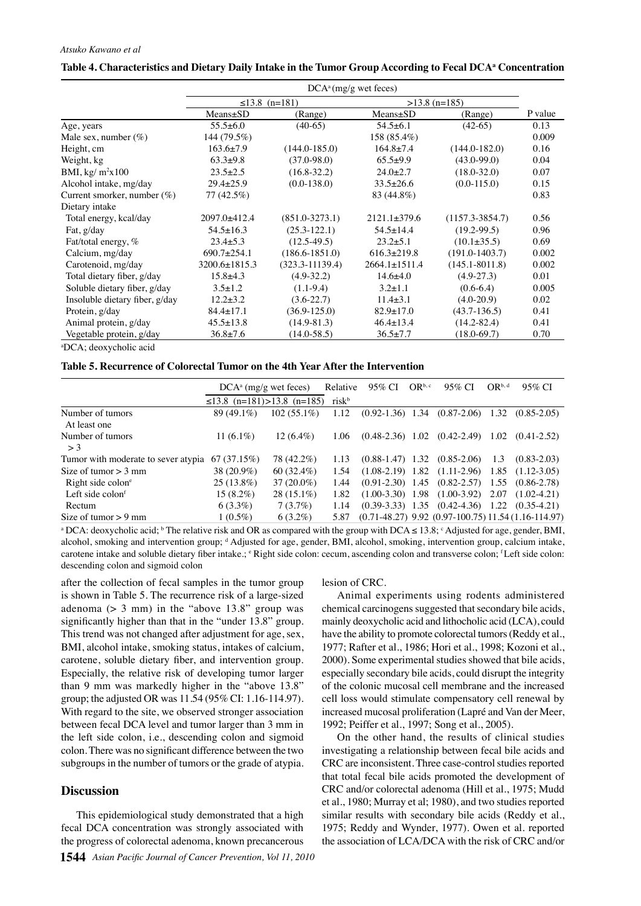**Table 4. Characteristics and Dietary Daily Intake in the Tumor Group According to Fecal DCA[a] Concentration**

| | DCA[a] (mg/g wet feces) | | | | |
|---|---|---|---|---|---|
| | ≤13.8 (n=181) | | >13.8 (n=185) | | |
| | Means±SD | (Range) | Means±SD | (Range) | P value |
| Age, years | 55.5±6.0 | (40-65) | 54.5±6.1 | (42-65) | 0.13 |
| Male sex, number (%) | 144 (79.5%) | | 158 (85.4%) | | 0.009 |
| Height, cm | 163.6±7.9 | (144.0-185.0) | 164.8±7.4 | (144.0-182.0) | 0.16 |
| Weight, kg | 63.3±9.8 | (37.0-98.0) | 65.5±9.9 | (43.0-99.0) | 0.04 |
| BMI, kg/ $m^2$x100 | 23.5±2.5 | (16.8-32.2) | 24.0±2.7 | (18.0-32.0) | 0.07 |
| Alcohol intake, mg/day | 29.4±25.9 | (0.0-138.0) | 33.5±26.6 | (0.0-115.0) | 0.15 |
| Current smorker, number (%) | 77 (42.5%) | | 83 (44.8%) | | 0.83 |
| Dietary intake | | | | | |
| Total energy, kcal/day | 2097.0±412.4 | (851.0-3273.1) | 2121.1±379.6 | (1157.3-3854.7) | 0.56 |
| Fat, g/day | 54.5±16.3 | (25.3-122.1) | 54.5±14.4 | (19.2-99.5) | 0.96 |
| Fat/total energy, % | 23.4±5.3 | (12.5-49.5) | 23.2±5.1 | (10.1±35.5) | 0.69 |
| Calcium, mg/day | 690.7±254.1 | (186.6-1851.0) | 616.3±219.8 | (191.0-1403.7) | 0.002 |
| Carotenoid, mg/day | 3200.6±1815.3 | (323.3-11139.4) | 2664.1±1511.4 | (145.1-8011.8) | 0.002 |
| Total dietary fiber, g/day | 15.8±4.3 | (4.9-32.2) | 14.6±4.0 | (4.9-27.3) | 0.01 |
| Soluble dietary fiber, g/day | 3.5±1.2 | (1.1-9.4) | 3.2±1.1 | (0.6-6.4) | 0.005 |
| Insoluble dietary fiber, g/day | 12.2±3.2 | (3.6-22.7) | 11.4±3.1 | (4.0-20.9) | 0.02 |
| Protein, g/day | 84.4±17.1 | (36.9-125.0) | 82.9±17.0 | (43.7-136.5) | 0.41 |
| Animal protein, g/day | 45.5±13.8 | (14.9-81.3) | 46.4±13.4 | (14.2-82.4) | 0.41 |
| Vegetable protein, g/day | 36.8±7.6 | (14.0-58.5) | 36.5±7.7 | (18.0-69.7) | 0.70 |

[a]DCA; deoxycholic acid

**Table 5. Recurrence of Colorectal Tumor on the 4th Year After the Intervention**

| | DCA[a] (mg/g wet feces) | | Relative | 95% CI | OR[b, c] | 95% CI | OR[b, d] | 95% CI |
|---|---|---|---|---|---|---|---|---|
| | ≤13.8 (n=181) | >13.8 (n=185) | risk[b] | | | | | |
| Number of tumors At least one | 89 (49.1%) | 102 (55.1%) | 1.12 | (0.92-1.36) | 1.34 | (0.87-2.06) | 1.32 | (0.85-2.05) |
| Number of tumors > 3 | 11 (6.1%) | 12 (6.4%) | 1.06 | (0.48-2.36) | 1.02 | (0.42-2.49) | 1.02 | (0.41-2.52) |
| Tumor with moderate to sever atypia | 67 (37.15%) | 78 (42.2%) | 1.13 | (0.88-1.47) | 1.32 | (0.85-2.06) | 1.3 | (0.83-2.03) |
| Size of tumor > 3 mm | 38 (20.9%) | 60 (32.4%) | 1.54 | (1.08-2.19) | 1.82 | (1.11-2.96) | 1.85 | (1.12-3.05) |
| Right side colon[e] | 25 (13.8%) | 37 (20.0%) | 1.44 | (0.91-2.30) | 1.45 | (0.82-2.57) | 1.55 | (0.86-2.78) |
| Left side colon[f] | 15 (8.2%) | 28 (15.1%) | 1.82 | (1.00-3.30) | 1.98 | (1.00-3.92) | 2.07 | (1.02-4.21) |
| Rectum | 6 (3.3%) | 7 (3.7%) | 1.14 | (0.39-3.33) | 1.35 | (0.42-4.36) | 1.22 | (0.35-4.21) |
| Size of tumor > 9 mm | 1 (0.5%) | 6 (3.2%) | 5.87 | (0.71-48.27) | 9.92 | (0.97-100.75) | 11.54 | (1.16-114.97) |

[a] DCA: deoxycholic acid; [b] The relative risk and OR as compared with the group with DCA ≤ 13.8; [c] Adjusted for age, gender, BMI, alcohol, smoking and intervention group; [d] Adjusted for age, gender, BMI, alcohol, smoking, intervention group, calcium intake, carotene intake and soluble dietary fiber intake.; [e] Right side colon: cecum, ascending colon and transverse colon; [f] Left side colon: descending colon and sigmoid colon

after the collection of fecal samples in the tumor group is shown in Table 5. The recurrence risk of a large-sized adenoma (> 3 mm) in the "above 13.8" group was significantly higher than that in the "under 13.8" group. This trend was not changed after adjustment for age, sex, BMI, alcohol intake, smoking status, intakes of calcium, carotene, soluble dietary fiber, and intervention group. Especially, the relative risk of developing tumor larger than 9 mm was markedly higher in the "above 13.8" group; the adjusted OR was 11.54 (95% CI: 1.16-114.97). With regard to the site, we observed stronger association between fecal DCA level and tumor larger than 3 mm in the left side colon, i.e., descending colon and sigmoid colon. There was no significant difference between the two subgroups in the number of tumors or the grade of atypia.

## Discussion

This epidemiological study demonstrated that a high fecal DCA concentration was strongly associated with the progress of colorectal adenoma, known precancerous lesion of CRC.

Animal experiments using rodents administered chemical carcinogens suggested that secondary bile acids, mainly deoxycholic acid and lithocholic acid (LCA), could have the ability to promote colorectal tumors (Reddy et al., 1977; Rafter et al., 1986; Hori et al., 1998; Kozoni et al., 2000). Some experimental studies showed that bile acids, especially secondary bile acids, could disrupt the integrity of the colonic mucosal cell membrane and the increased cell loss would stimulate compensatory cell renewal by increased mucosal proliferation (Lapré and Van der Meer, 1992; Peiffer et al., 1997; Song et al., 2005).

On the other hand, the results of clinical studies investigating a relationship between fecal bile acids and CRC are inconsistent. Three case-control studies reported that total fecal bile acids promoted the development of CRC and/or colorectal adenoma (Hill et al., 1975; Mudd et al., 1980; Murray et al; 1980), and two studies reported similar results with secondary bile acids (Reddy et al., 1975; Reddy and Wynder, 1977). Owen et al. reported the association of LCA/DCA with the risk of CRC and/or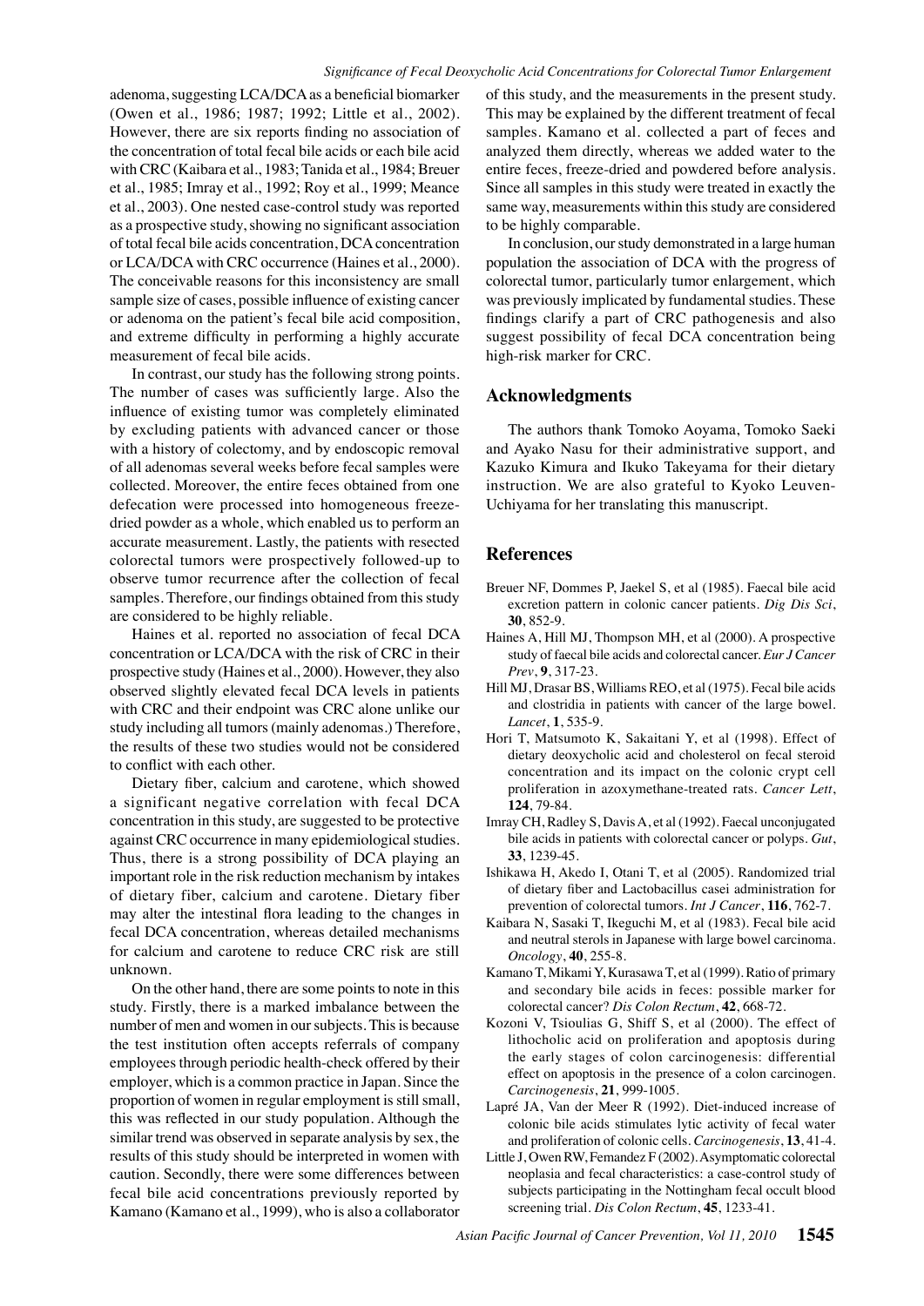adenoma, suggesting LCA/DCA as a beneficial biomarker (Owen et al., 1986; 1987; 1992; Little et al., 2002). However, there are six reports finding no association of the concentration of total fecal bile acids or each bile acid with CRC (Kaibara et al., 1983; Tanida et al., 1984; Breuer et al., 1985; Imray et al., 1992; Roy et al., 1999; Meance et al., 2003). One nested case-control study was reported as a prospective study, showing no significant association of total fecal bile acids concentration, DCA concentration or LCA/DCA with CRC occurrence (Haines et al., 2000). The conceivable reasons for this inconsistency are small sample size of cases, possible influence of existing cancer or adenoma on the patient's fecal bile acid composition, and extreme difficulty in performing a highly accurate measurement of fecal bile acids.

In contrast, our study has the following strong points. The number of cases was sufficiently large. Also the influence of existing tumor was completely eliminated by excluding patients with advanced cancer or those with a history of colectomy, and by endoscopic removal of all adenomas several weeks before fecal samples were collected. Moreover, the entire feces obtained from one defecation were processed into homogeneous freeze-dried powder as a whole, which enabled us to perform an accurate measurement. Lastly, the patients with resected colorectal tumors were prospectively followed-up to observe tumor recurrence after the collection of fecal samples. Therefore, our findings obtained from this study are considered to be highly reliable.

Haines et al. reported no association of fecal DCA concentration or LCA/DCA with the risk of CRC in their prospective study (Haines et al., 2000). However, they also observed slightly elevated fecal DCA levels in patients with CRC and their endpoint was CRC alone unlike our study including all tumors (mainly adenomas.) Therefore, the results of these two studies would not be considered to conflict with each other.

Dietary fiber, calcium and carotene, which showed a significant negative correlation with fecal DCA concentration in this study, are suggested to be protective against CRC occurrence in many epidemiological studies. Thus, there is a strong possibility of DCA playing an important role in the risk reduction mechanism by intakes of dietary fiber, calcium and carotene. Dietary fiber may alter the intestinal flora leading to the changes in fecal DCA concentration, whereas detailed mechanisms for calcium and carotene to reduce CRC risk are still unknown.

On the other hand, there are some points to note in this study. Firstly, there is a marked imbalance between the number of men and women in our subjects. This is because the test institution often accepts referrals of company employees through periodic health-check offered by their employer, which is a common practice in Japan. Since the proportion of women in regular employment is still small, this was reflected in our study population. Although the similar trend was observed in separate analysis by sex, the results of this study should be interpreted in women with caution. Secondly, there were some differences between fecal bile acid concentrations previously reported by Kamano (Kamano et al., 1999), who is also a collaborator of this study, and the measurements in the present study. This may be explained by the different treatment of fecal samples. Kamano et al. collected a part of feces and analyzed them directly, whereas we added water to the entire feces, freeze-dried and powdered before analysis. Since all samples in this study were treated in exactly the same way, measurements within this study are considered to be highly comparable.

In conclusion, our study demonstrated in a large human population the association of DCA with the progress of colorectal tumor, particularly tumor enlargement, which was previously implicated by fundamental studies. These findings clarify a part of CRC pathogenesis and also suggest possibility of fecal DCA concentration being high-risk marker for CRC.

## Acknowledgments

The authors thank Tomoko Aoyama, Tomoko Saeki and Ayako Nasu for their administrative support, and Kazuko Kimura and Ikuko Takeyama for their dietary instruction. We are also grateful to Kyoko Leuven-Uchiyama for her translating this manuscript.

## References

Breuer NF, Dommes P, Jaekel S, et al (1985). Faecal bile acid excretion pattern in colonic cancer patients. *Dig Dis Sci*, **30**, 852-9.

Haines A, Hill MJ, Thompson MH, et al (2000). A prospective study of faecal bile acids and colorectal cancer. *Eur J Cancer Prev*, **9**, 317-23.

Hill MJ, Drasar BS, Williams REO, et al (1975). Fecal bile acids and clostridia in patients with cancer of the large bowel. *Lancet*, **1**, 535-9.

Hori T, Matsumoto K, Sakaitani Y, et al (1998). Effect of dietary deoxycholic acid and cholesterol on fecal steroid concentration and its impact on the colonic crypt cell proliferation in azoxymethane-treated rats. *Cancer Lett*, **124**, 79-84.

Imray CH, Radley S, Davis A, et al (1992). Faecal unconjugated bile acids in patients with colorectal cancer or polyps. *Gut*, **33**, 1239-45.

Ishikawa H, Akedo I, Otani T, et al (2005). Randomized trial of dietary fiber and Lactobacillus casei administration for prevention of colorectal tumors. *Int J Cancer*, **116**, 762-7.

Kaibara N, Sasaki T, Ikeguchi M, et al (1983). Fecal bile acid and neutral sterols in Japanese with large bowel carcinoma. *Oncology*, **40**, 255-8.

Kamano T, Mikami Y, Kurasawa T, et al (1999). Ratio of primary and secondary bile acids in feces: possible marker for colorectal cancer? *Dis Colon Rectum*, **42**, 668-72.

Kozoni V, Tsioulias G, Shiff S, et al (2000). The effect of lithocholic acid on proliferation and apoptosis during the early stages of colon carcinogenesis: differential effect on apoptosis in the presence of a colon carcinogen. *Carcinogenesis*, **21**, 999-1005.

Lapré JA, Van der Meer R (1992). Diet-induced increase of colonic bile acids stimulates lytic activity of fecal water and proliferation of colonic cells. *Carcinogenesis*, **13**, 41-4.

Little J, Owen RW, Femandez F (2002). Asymptomatic colorectal neoplasia and fecal characteristics: a case-control study of subjects participating in the Nottingham fecal occult blood screening trial. *Dis Colon Rectum*, **45**, 1233-41.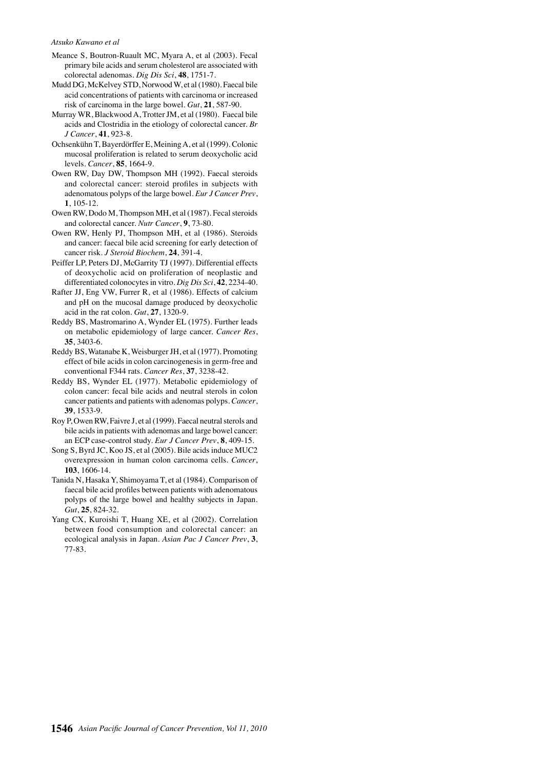Meance S, Boutron-Ruault MC, Myara A, et al (2003). Fecal primary bile acids and serum cholesterol are associated with colorectal adenomas. *Dig Dis Sci*, **48**, 1751-7.

Mudd DG, McKelvey STD, Norwood W, et al (1980). Faecal bile acid concentrations of patients with carcinoma or increased risk of carcinoma in the large bowel. *Gut*, **21**, 587-90.

Murray WR, Blackwood A, Trotter JM, et al (1980). Faecal bile acids and Clostridia in the etiology of colorectal cancer. *Br J Cancer*, **41**, 923-8.

Ochsenkühn T, Bayerdörffer E, Meining A, et al (1999). Colonic mucosal proliferation is related to serum deoxycholic acid levels. *Cancer*, **85**, 1664-9.

Owen RW, Day DW, Thompson MH (1992). Faecal steroids and colorectal cancer: steroid profiles in subjects with adenomatous polyps of the large bowel. *Eur J Cancer Prev*, **1**, 105-12.

Owen RW, Dodo M, Thompson MH, et al (1987). Fecal steroids and colorectal cancer. *Nutr Cancer*, **9**, 73-80.

Owen RW, Henly PJ, Thompson MH, et al (1986). Steroids and cancer: faecal bile acid screening for early detection of cancer risk. *J Steroid Biochem*, **24**, 391-4.

Peiffer LP, Peters DJ, McGarrity TJ (1997). Differential effects of deoxycholic acid on proliferation of neoplastic and differentiated colonocytes in vitro. *Dig Dis Sci*, **42**, 2234-40.

Rafter JJ, Eng VW, Furrer R, et al (1986). Effects of calcium and pH on the mucosal damage produced by deoxycholic acid in the rat colon. *Gut*, **27**, 1320-9.

Reddy BS, Mastromarino A, Wynder EL (1975). Further leads on metabolic epidemiology of large cancer. *Cancer Res*, **35**, 3403-6.

Reddy BS, Watanabe K, Weisburger JH, et al (1977). Promoting effect of bile acids in colon carcinogenesis in germ-free and conventional F344 rats. *Cancer Res*, **37**, 3238-42.

Reddy BS, Wynder EL (1977). Metabolic epidemiology of colon cancer: fecal bile acids and neutral sterols in colon cancer patients and patients with adenomas polyps. *Cancer*, **39**, 1533-9.

Roy P, Owen RW, Faivre J, et al (1999). Faecal neutral sterols and bile acids in patients with adenomas and large bowel cancer: an ECP case-control study. *Eur J Cancer Prev*, **8**, 409-15.

Song S, Byrd JC, Koo JS, et al (2005). Bile acids induce MUC2 overexpression in human colon carcinoma cells. *Cancer*, **103**, 1606-14.

Tanida N, Hasaka Y, Shimoyama T, et al (1984). Comparison of faecal bile acid profiles between patients with adenomatous polyps of the large bowel and healthy subjects in Japan. *Gut*, **25**, 824-32.

Yang CX, Kuroishi T, Huang XE, et al (2002). Correlation between food consumption and colorectal cancer: an ecological analysis in Japan. *Asian Pac J Cancer Prev*, **3**, 77-83.